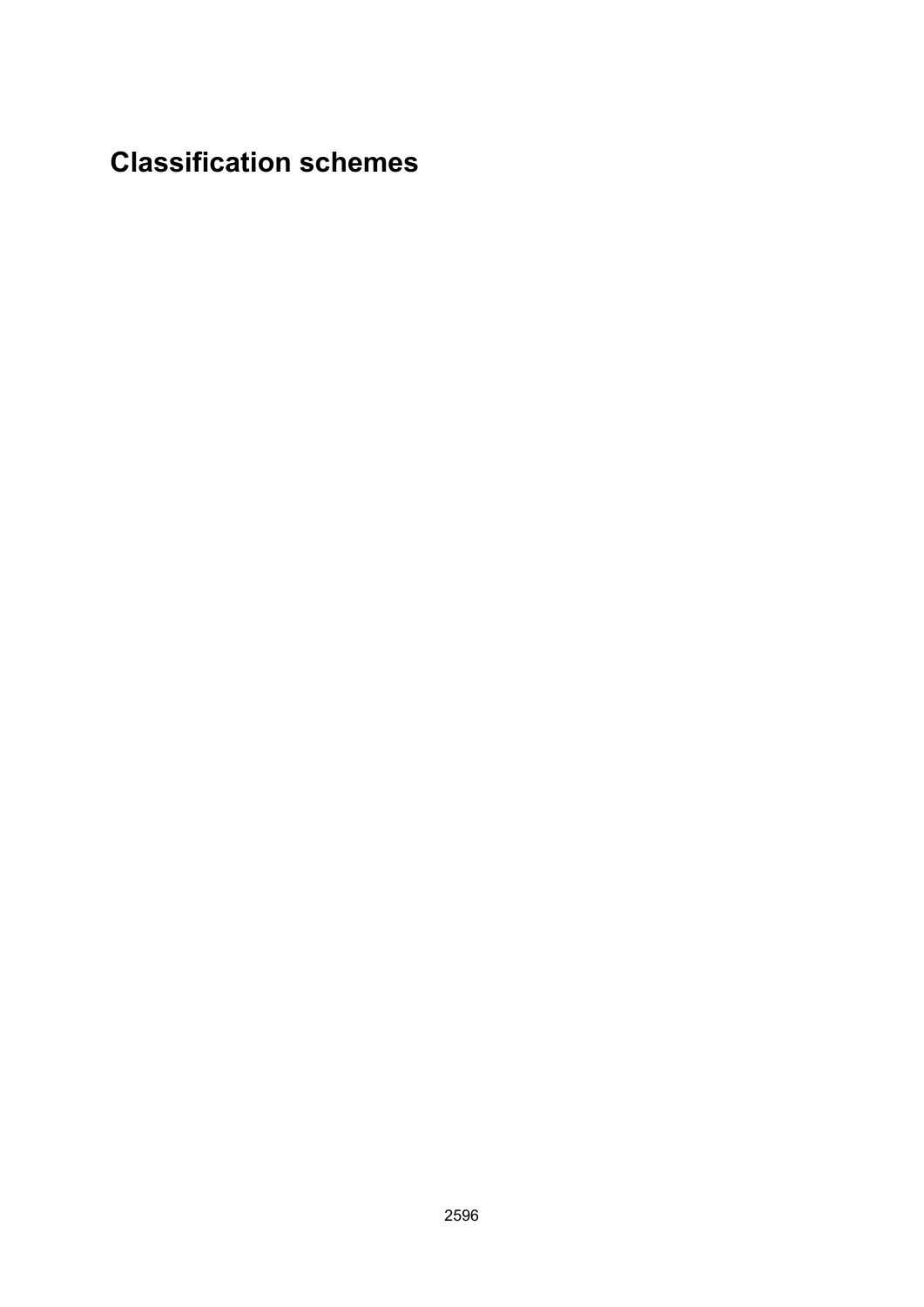# Classification schemes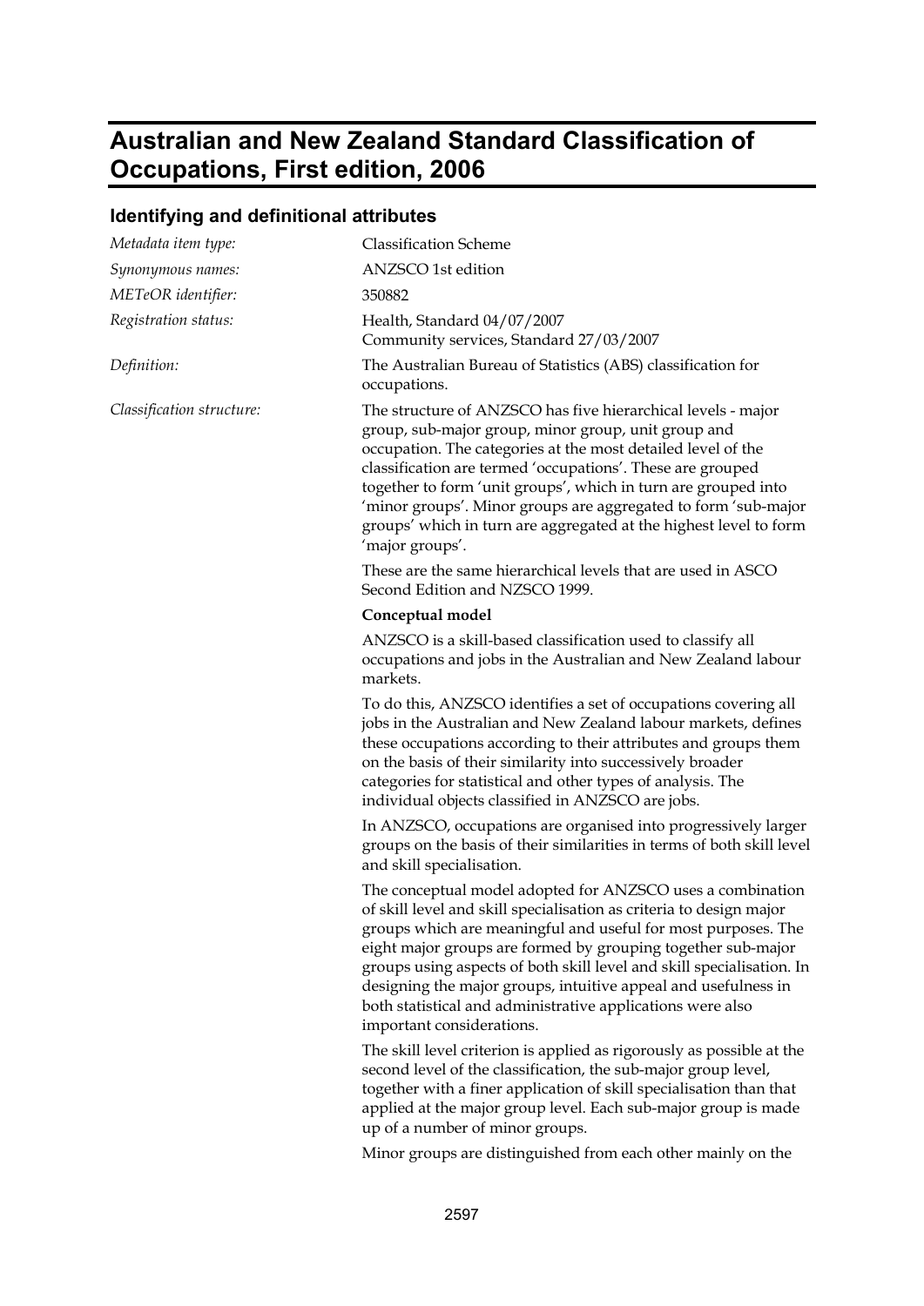# Australian and New Zealand Standard Classification of Occupations, First edition, 2006

## Identifying and definitional attributes

| | |
|---|---|
| *Metadata item type:* | Classification Scheme |
| *Synonymous names:* | ANZSCO 1st edition |
| *METeOR identifier:* | 350882 |
| *Registration status:* | Health, Standard 04/07/2007<br>Community services, Standard 27/03/2007 |
| *Definition:* | The Australian Bureau of Statistics (ABS) classification for occupations. |

*Classification structure:*

The structure of ANZSCO has five hierarchical levels - major group, sub-major group, minor group, unit group and occupation. The categories at the most detailed level of the classification are termed 'occupations'. These are grouped together to form 'unit groups', which in turn are grouped into 'minor groups'. Minor groups are aggregated to form 'sub-major groups' which in turn are aggregated at the highest level to form 'major groups'.

These are the same hierarchical levels that are used in ASCO Second Edition and NZSCO 1999.

**Conceptual model**

ANZSCO is a skill-based classification used to classify all occupations and jobs in the Australian and New Zealand labour markets.

To do this, ANZSCO identifies a set of occupations covering all jobs in the Australian and New Zealand labour markets, defines these occupations according to their attributes and groups them on the basis of their similarity into successively broader categories for statistical and other types of analysis. The individual objects classified in ANZSCO are jobs.

In ANZSCO, occupations are organised into progressively larger groups on the basis of their similarities in terms of both skill level and skill specialisation.

The conceptual model adopted for ANZSCO uses a combination of skill level and skill specialisation as criteria to design major groups which are meaningful and useful for most purposes. The eight major groups are formed by grouping together sub-major groups using aspects of both skill level and skill specialisation. In designing the major groups, intuitive appeal and usefulness in both statistical and administrative applications were also important considerations.

The skill level criterion is applied as rigorously as possible at the second level of the classification, the sub-major group level, together with a finer application of skill specialisation than that applied at the major group level. Each sub-major group is made up of a number of minor groups.

Minor groups are distinguished from each other mainly on the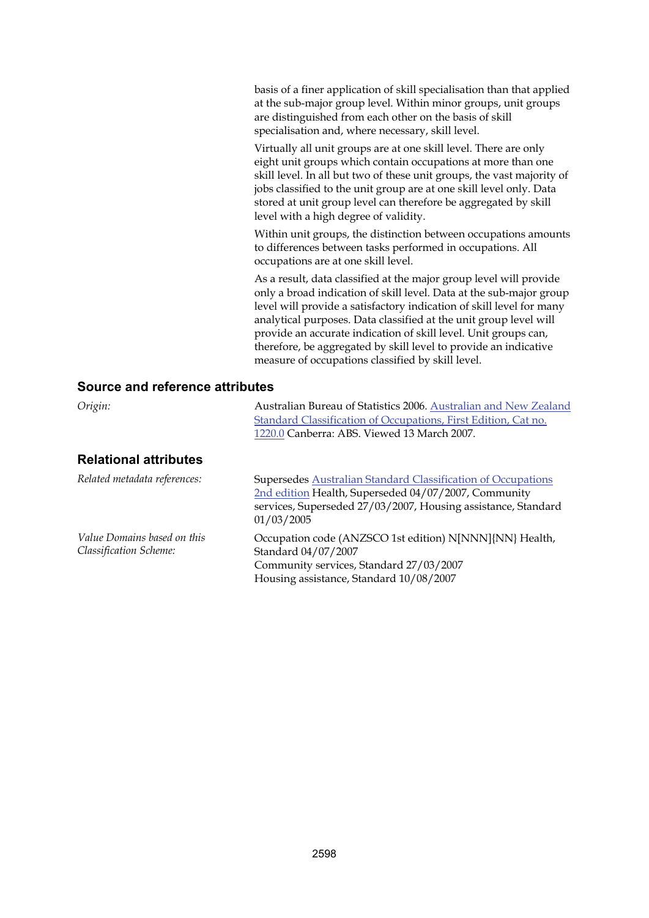basis of a finer application of skill specialisation than that applied at the sub-major group level. Within minor groups, unit groups are distinguished from each other on the basis of skill specialisation and, where necessary, skill level.

Virtually all unit groups are at one skill level. There are only eight unit groups which contain occupations at more than one skill level. In all but two of these unit groups, the vast majority of jobs classified to the unit group are at one skill level only. Data stored at unit group level can therefore be aggregated by skill level with a high degree of validity.

Within unit groups, the distinction between occupations amounts to differences between tasks performed in occupations. All occupations are at one skill level.

As a result, data classified at the major group level will provide only a broad indication of skill level. Data at the sub-major group level will provide a satisfactory indication of skill level for many analytical purposes. Data classified at the unit group level will provide an accurate indication of skill level. Unit groups can, therefore, be aggregated by skill level to provide an indicative measure of occupations classified by skill level.

## Source and reference attributes

*Origin:* Australian Bureau of Statistics 2006. Australian and New Zealand Standard Classification of Occupations, First Edition, Cat no. 1220.0 Canberra: ABS. Viewed 13 March 2007.

## Relational attributes

*Related metadata references:* Supersedes Australian Standard Classification of Occupations 2nd edition Health, Superseded 04/07/2007, Community services, Superseded 27/03/2007, Housing assistance, Standard 01/03/2005

*Value Domains based on this Classification Scheme:* Occupation code (ANZSCO 1st edition) N[NNN]{NN} Health, Standard 04/07/2007
Community services, Standard 27/03/2007
Housing assistance, Standard 10/08/2007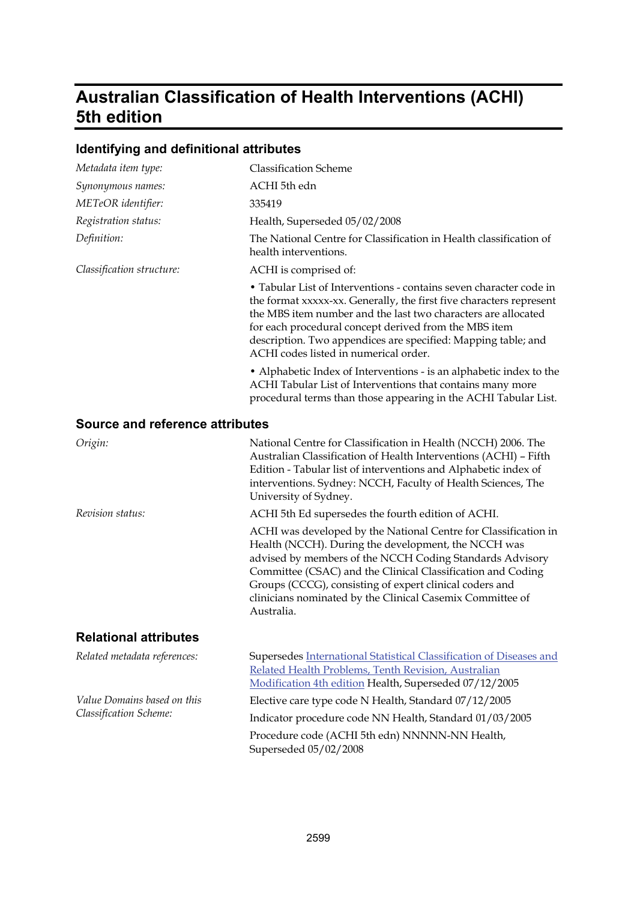# Australian Classification of Health Interventions (ACHI) 5th edition

## Identifying and definitional attributes

*Metadata item type:* Classification Scheme

*Synonymous names:* ACHI 5th edn

*METeOR identifier:* 335419

*Registration status:* Health, Superseded 05/02/2008

*Definition:* The National Centre for Classification in Health classification of health interventions.

*Classification structure:* ACHI is comprised of:

- Tabular List of Interventions - contains seven character code in the format xxxxx-xx. Generally, the first five characters represent the MBS item number and the last two characters are allocated for each procedural concept derived from the MBS item description. Two appendices are specified: Mapping table; and ACHI codes listed in numerical order.
- Alphabetic Index of Interventions - is an alphabetic index to the ACHI Tabular List of Interventions that contains many more procedural terms than those appearing in the ACHI Tabular List.

## Source and reference attributes

*Origin:* National Centre for Classification in Health (NCCH) 2006. The Australian Classification of Health Interventions (ACHI) – Fifth Edition - Tabular list of interventions and Alphabetic index of interventions. Sydney: NCCH, Faculty of Health Sciences, The University of Sydney.

*Revision status:* ACHI 5th Ed supersedes the fourth edition of ACHI.

ACHI was developed by the National Centre for Classification in Health (NCCH). During the development, the NCCH was advised by members of the NCCH Coding Standards Advisory Committee (CSAC) and the Clinical Classification and Coding Groups (CCCG), consisting of expert clinical coders and clinicians nominated by the Clinical Casemix Committee of Australia.

## Relational attributes

*Related metadata references:* Supersedes International Statistical Classification of Diseases and Related Health Problems, Tenth Revision, Australian Modification 4th edition Health, Superseded 07/12/2005

*Value Domains based on this Classification Scheme:*

Elective care type code N Health, Standard 07/12/2005

Indicator procedure code NN Health, Standard 01/03/2005

Procedure code (ACHI 5th edn) NNNNN-NN Health, Superseded 05/02/2008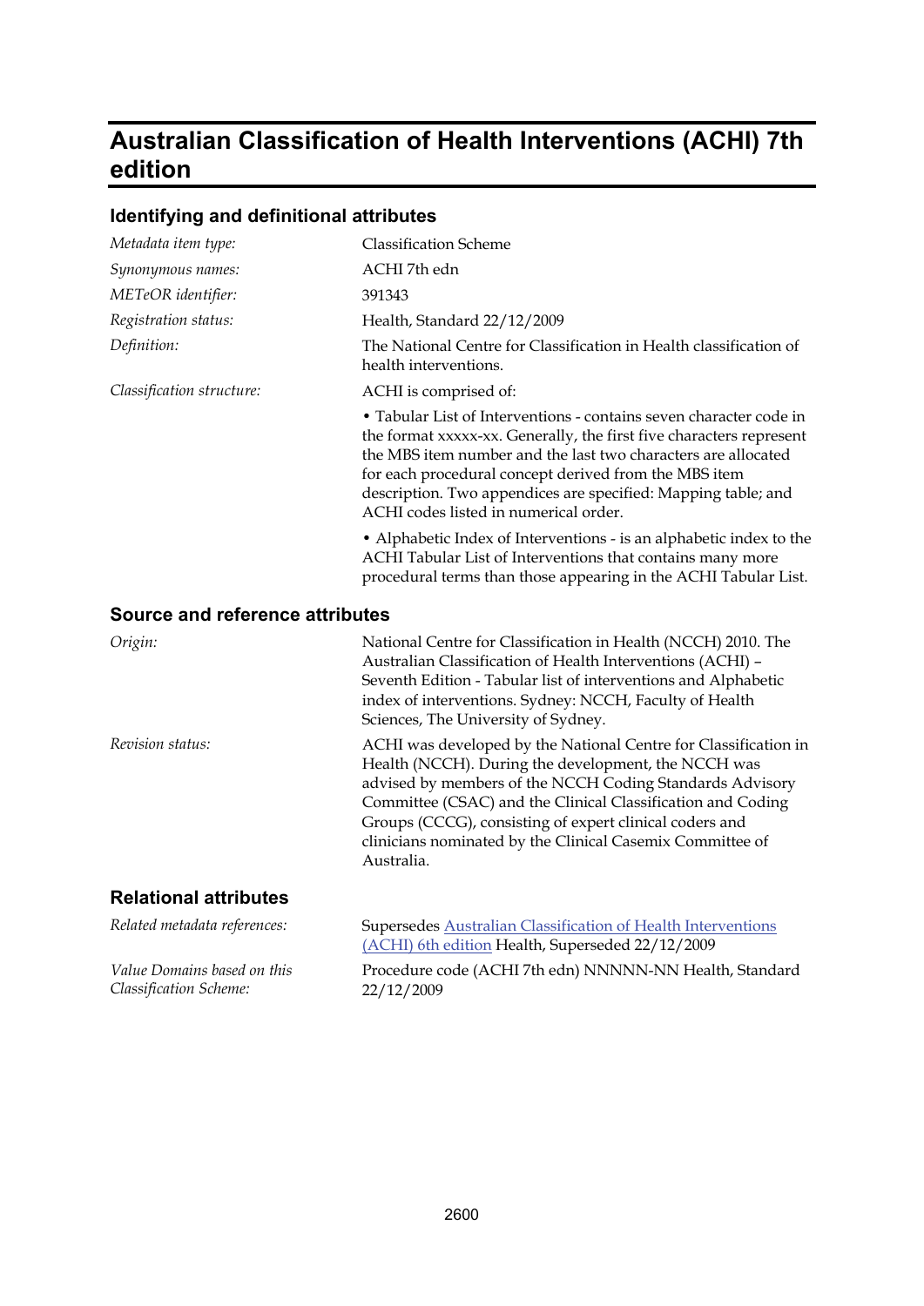# Australian Classification of Health Interventions (ACHI) 7th edition

## Identifying and definitional attributes

*Metadata item type:* Classification Scheme

*Synonymous names:* ACHI 7th edn

*METeOR identifier:* 391343

*Registration status:* Health, Standard 22/12/2009

*Definition:* The National Centre for Classification in Health classification of health interventions.

*Classification structure:* ACHI is comprised of:

- Tabular List of Interventions - contains seven character code in the format xxxxx-xx. Generally, the first five characters represent the MBS item number and the last two characters are allocated for each procedural concept derived from the MBS item description. Two appendices are specified: Mapping table; and ACHI codes listed in numerical order.
- Alphabetic Index of Interventions - is an alphabetic index to the ACHI Tabular List of Interventions that contains many more procedural terms than those appearing in the ACHI Tabular List.

## Source and reference attributes

*Origin:* National Centre for Classification in Health (NCCH) 2010. The Australian Classification of Health Interventions (ACHI) – Seventh Edition - Tabular list of interventions and Alphabetic index of interventions. Sydney: NCCH, Faculty of Health Sciences, The University of Sydney.

*Revision status:* ACHI was developed by the National Centre for Classification in Health (NCCH). During the development, the NCCH was advised by members of the NCCH Coding Standards Advisory Committee (CSAC) and the Clinical Classification and Coding Groups (CCCG), consisting of expert clinical coders and clinicians nominated by the Clinical Casemix Committee of Australia.

## Relational attributes

*Related metadata references:* Supersedes Australian Classification of Health Interventions (ACHI) 6th edition Health, Superseded 22/12/2009

*Value Domains based on this Classification Scheme:* Procedure code (ACHI 7th edn) NNNNN-NN Health, Standard 22/12/2009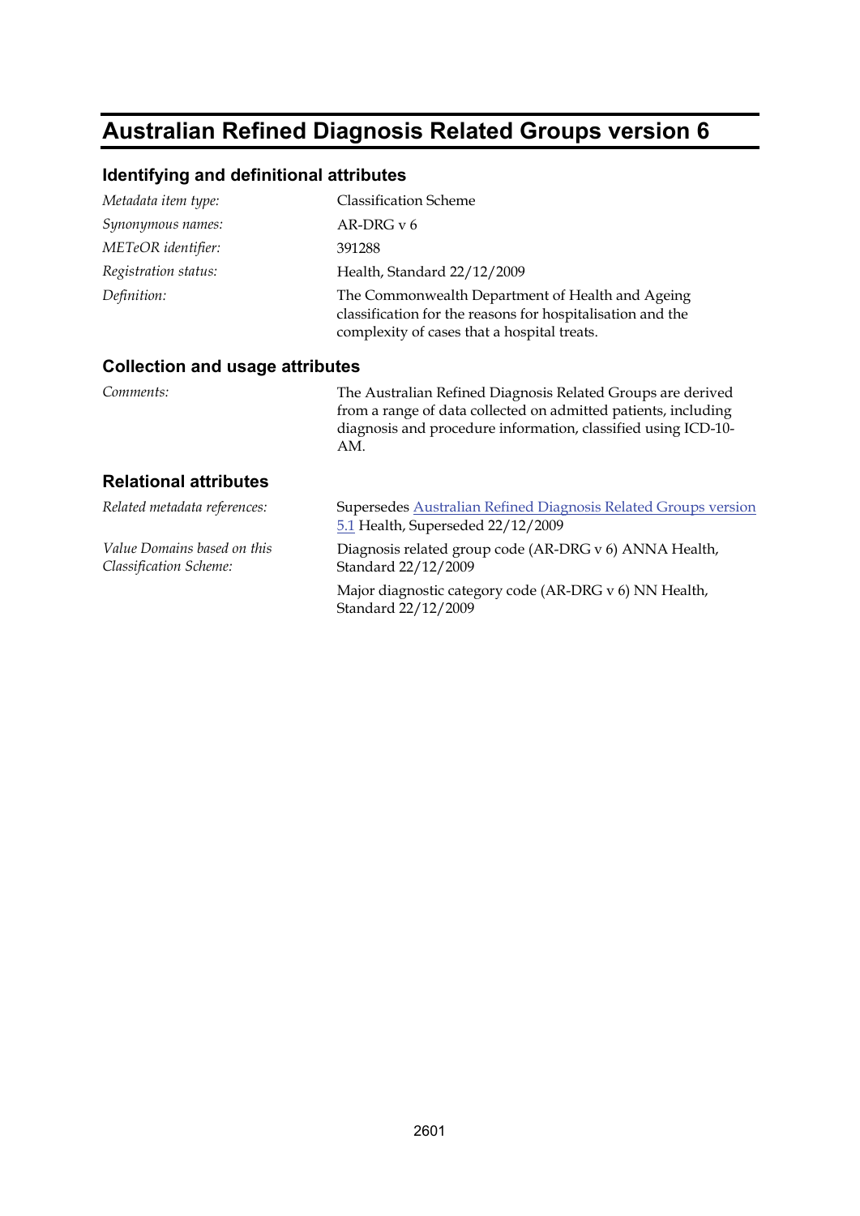# Australian Refined Diagnosis Related Groups version 6

## Identifying and definitional attributes

| | |
|---|---|
| *Metadata item type:* | Classification Scheme |
| *Synonymous names:* | AR-DRG v 6 |
| *METeOR identifier:* | 391288 |
| *Registration status:* | Health, Standard 22/12/2009 |
| *Definition:* | The Commonwealth Department of Health and Ageing classification for the reasons for hospitalisation and the complexity of cases that a hospital treats. |

## Collection and usage attributes

| | |
|---|---|
| *Comments:* | The Australian Refined Diagnosis Related Groups are derived from a range of data collected on admitted patients, including diagnosis and procedure information, classified using ICD-10-AM. |

## Relational attributes

| | |
|---|---|
| *Related metadata references:* | Supersedes Australian Refined Diagnosis Related Groups version 5.1 Health, Superseded 22/12/2009 |
| *Value Domains based on this Classification Scheme:* | Diagnosis related group code (AR-DRG v 6) ANNA Health, Standard 22/12/2009 |
| | Major diagnostic category code (AR-DRG v 6) NN Health, Standard 22/12/2009 |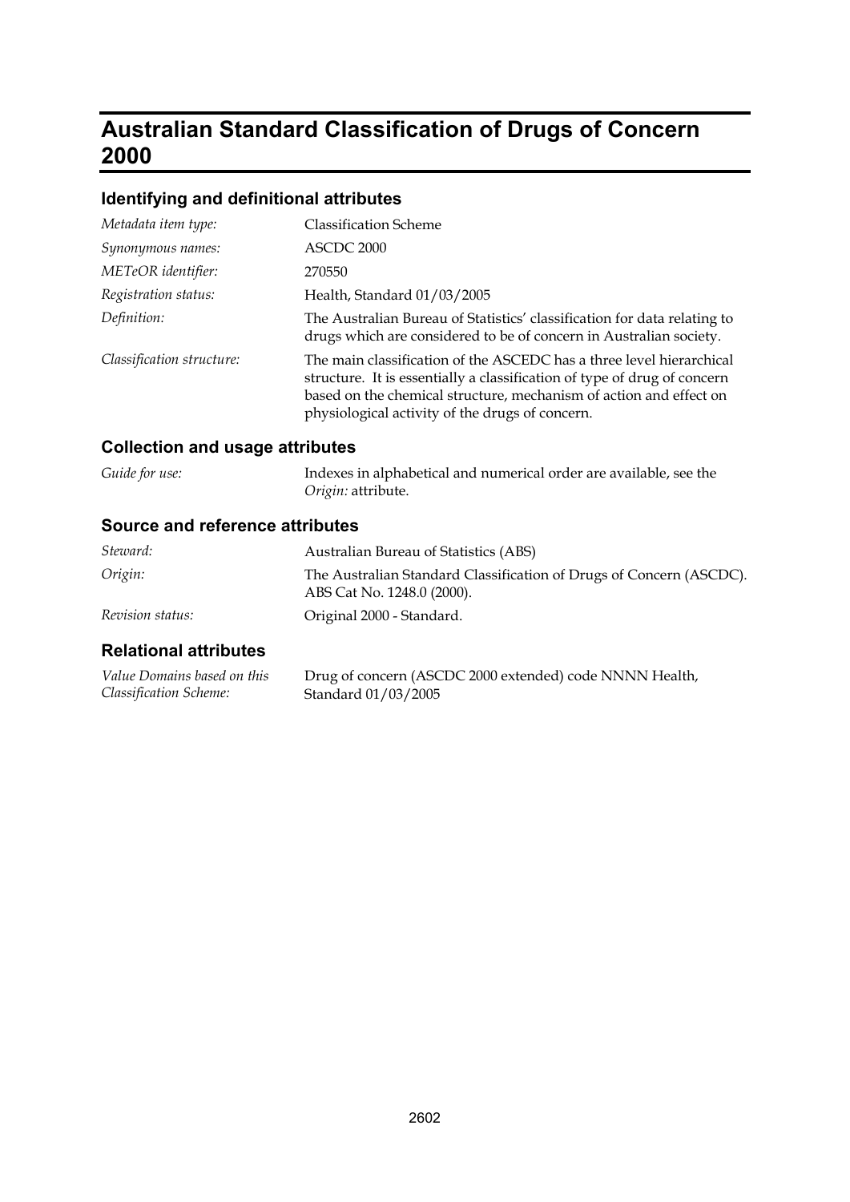# Australian Standard Classification of Drugs of Concern 2000

## Identifying and definitional attributes

| | |
|---|---|
| *Metadata item type:* | Classification Scheme |
| *Synonymous names:* | ASCDC 2000 |
| *METeOR identifier:* | 270550 |
| *Registration status:* | Health, Standard 01/03/2005 |
| *Definition:* | The Australian Bureau of Statistics' classification for data relating to drugs which are considered to be of concern in Australian society. |
| *Classification structure:* | The main classification of the ASCEDC has a three level hierarchical structure. It is essentially a classification of type of drug of concern based on the chemical structure, mechanism of action and effect on physiological activity of the drugs of concern. |

## Collection and usage attributes

| | |
|---|---|
| *Guide for use:* | Indexes in alphabetical and numerical order are available, see the *Origin:* attribute. |

## Source and reference attributes

| | |
|---|---|
| *Steward:* | Australian Bureau of Statistics (ABS) |
| *Origin:* | The Australian Standard Classification of Drugs of Concern (ASCDC). ABS Cat No. 1248.0 (2000). |
| *Revision status:* | Original 2000 - Standard. |

## Relational attributes

| | |
|---|---|
| *Value Domains based on this Classification Scheme:* | Drug of concern (ASCDC 2000 extended) code NNNN Health, Standard 01/03/2005 |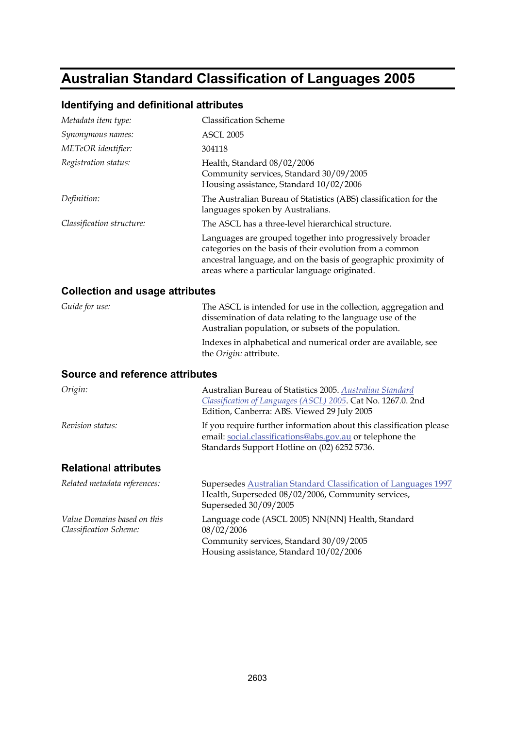# Australian Standard Classification of Languages 2005

## Identifying and definitional attributes

| | |
|---|---|
| *Metadata item type:* | Classification Scheme |
| *Synonymous names:* | ASCL 2005 |
| *METeOR identifier:* | 304118 |
| *Registration status:* | Health, Standard 08/02/2006<br>Community services, Standard 30/09/2005<br>Housing assistance, Standard 10/02/2006 |
| *Definition:* | The Australian Bureau of Statistics (ABS) classification for the languages spoken by Australians. |
| *Classification structure:* | The ASCL has a three-level hierarchical structure.<br><br>Languages are grouped together into progressively broader categories on the basis of their evolution from a common ancestral language, and on the basis of geographic proximity of areas where a particular language originated. |

## Collection and usage attributes

| | |
|---|---|
| *Guide for use:* | The ASCL is intended for use in the collection, aggregation and dissemination of data relating to the language use of the Australian population, or subsets of the population.<br><br>Indexes in alphabetical and numerical order are available, see the *Origin:* attribute. |

## Source and reference attributes

| | |
|---|---|
| *Origin:* | Australian Bureau of Statistics 2005. *Australian Standard Classification of Languages (ASCL) 2005*. Cat No. 1267.0. 2nd Edition, Canberra: ABS. Viewed 29 July 2005 |
| *Revision status:* | If you require further information about this classification please email: social.classifications@abs.gov.au or telephone the Standards Support Hotline on (02) 6252 5736. |

## Relational attributes

| | |
|---|---|
| *Related metadata references:* | Supersedes Australian Standard Classification of Languages 1997 Health, Superseded 08/02/2006, Community services, Superseded 30/09/2005 |
| *Value Domains based on this Classification Scheme:* | Language code (ASCL 2005) NN{NN} Health, Standard 08/02/2006<br>Community services, Standard 30/09/2005<br>Housing assistance, Standard 10/02/2006 |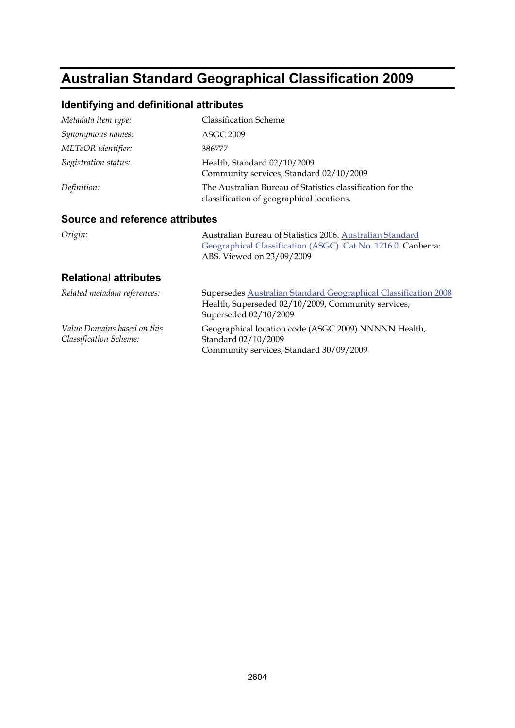# Australian Standard Geographical Classification 2009

## Identifying and definitional attributes

| | |
|---|---|
| *Metadata item type:* | Classification Scheme |
| *Synonymous names:* | ASGC 2009 |
| *METeOR identifier:* | 386777 |
| *Registration status:* | Health, Standard 02/10/2009<br>Community services, Standard 02/10/2009 |
| *Definition:* | The Australian Bureau of Statistics classification for the classification of geographical locations. |

## Source and reference attributes

| | |
|---|---|
| *Origin:* | Australian Bureau of Statistics 2006. Australian Standard Geographical Classification (ASGC). Cat No. 1216.0. Canberra: ABS. Viewed on 23/09/2009 |

## Relational attributes

| | |
|---|---|
| *Related metadata references:* | Supersedes Australian Standard Geographical Classification 2008 Health, Superseded 02/10/2009, Community services, Superseded 02/10/2009 |
| *Value Domains based on this Classification Scheme:* | Geographical location code (ASGC 2009) NNNNN Health, Standard 02/10/2009<br>Community services, Standard 30/09/2009 |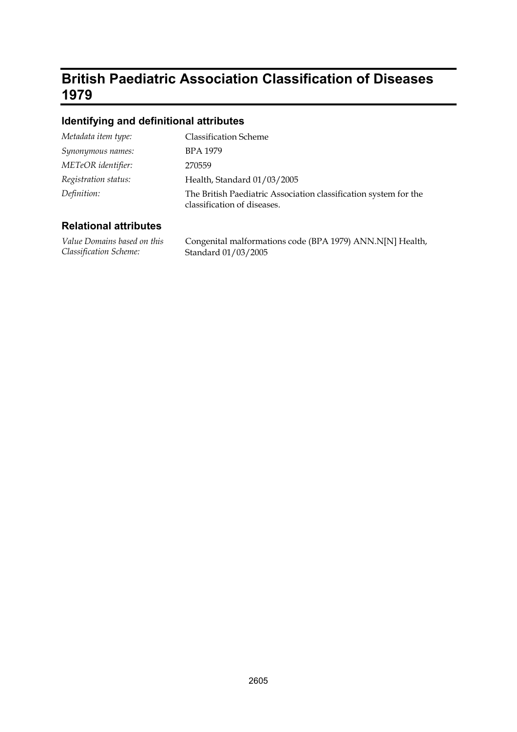# British Paediatric Association Classification of Diseases 1979

## Identifying and definitional attributes

| | |
|---|---|
| *Metadata item type:* | Classification Scheme |
| *Synonymous names:* | BPA 1979 |
| *METeOR identifier:* | 270559 |
| *Registration status:* | Health, Standard 01/03/2005 |
| *Definition:* | The British Paediatric Association classification system for the classification of diseases. |

## Relational attributes

| | |
|---|---|
| *Value Domains based on this Classification Scheme:* | Congenital malformations code (BPA 1979) ANN.N[N] Health, Standard 01/03/2005 |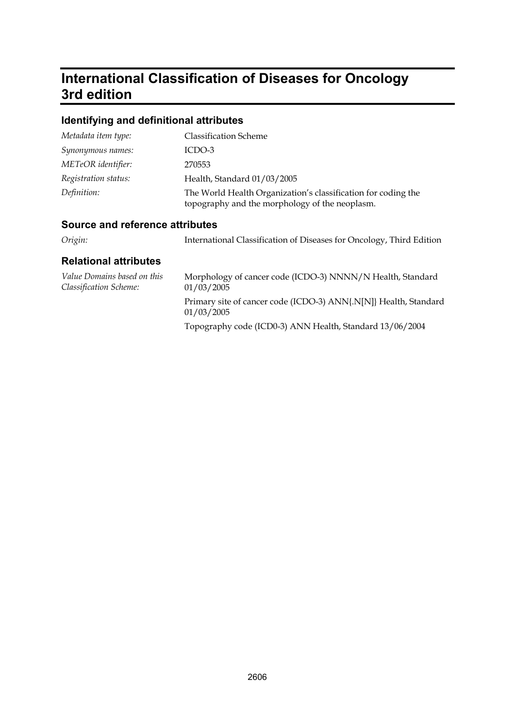# International Classification of Diseases for Oncology 3rd edition

## Identifying and definitional attributes

| | |
|---|---|
| *Metadata item type:* | Classification Scheme |
| *Synonymous names:* | ICDO-3 |
| *METeOR identifier:* | 270553 |
| *Registration status:* | Health, Standard 01/03/2005 |
| *Definition:* | The World Health Organization's classification for coding the topography and the morphology of the neoplasm. |

## Source and reference attributes

| | |
|---|---|
| *Origin:* | International Classification of Diseases for Oncology, Third Edition |

## Relational attributes

| | |
|---|---|
| *Value Domains based on this Classification Scheme:* | Morphology of cancer code (ICDO-3) NNNN/N Health, Standard 01/03/2005 |
| | Primary site of cancer code (ICDO-3) ANN{.N[N]} Health, Standard 01/03/2005 |
| | Topography code (ICD0-3) ANN Health, Standard 13/06/2004 |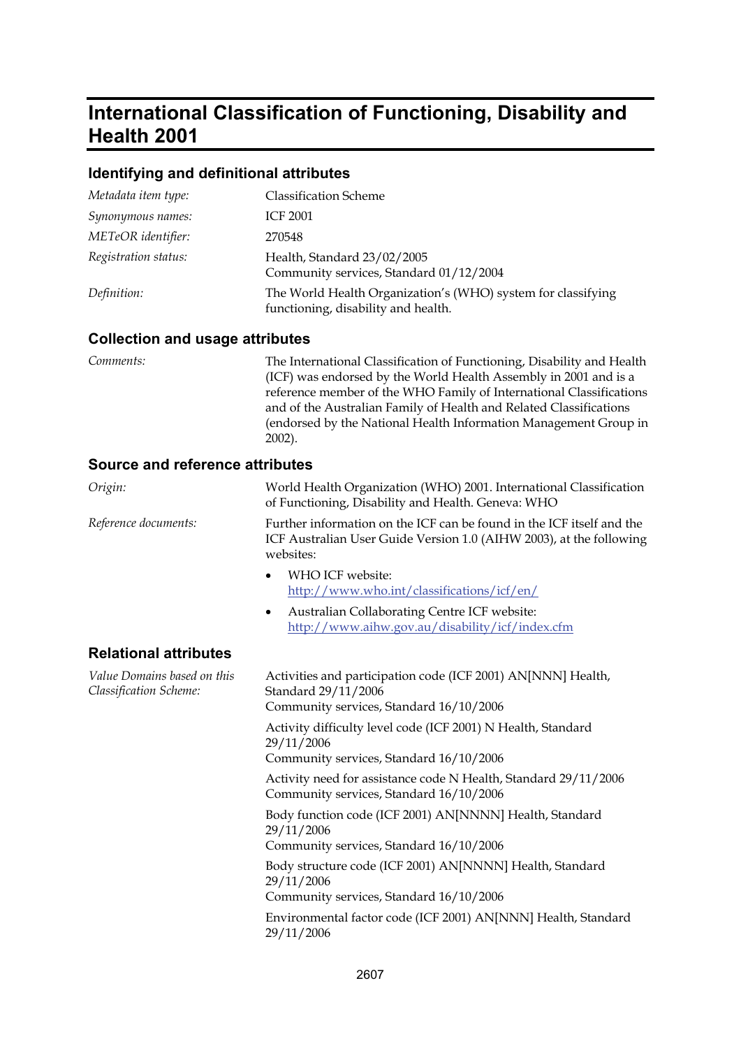# International Classification of Functioning, Disability and Health 2001

## Identifying and definitional attributes

| | |
|---|---|
| *Metadata item type:* | Classification Scheme |
| *Synonymous names:* | ICF 2001 |
| *METeOR identifier:* | 270548 |
| *Registration status:* | Health, Standard 23/02/2005<br>Community services, Standard 01/12/2004 |
| *Definition:* | The World Health Organization's (WHO) system for classifying functioning, disability and health. |

## Collection and usage attributes

| | |
|---|---|
| *Comments:* | The International Classification of Functioning, Disability and Health (ICF) was endorsed by the World Health Assembly in 2001 and is a reference member of the WHO Family of International Classifications and of the Australian Family of Health and Related Classifications (endorsed by the National Health Information Management Group in 2002). |

## Source and reference attributes

*Origin:*

World Health Organization (WHO) 2001. International Classification of Functioning, Disability and Health. Geneva: WHO

*Reference documents:*

Further information on the ICF can be found in the ICF itself and the ICF Australian User Guide Version 1.0 (AIHW 2003), at the following websites:

- WHO ICF website: http://www.who.int/classifications/icf/en/
- Australian Collaborating Centre ICF website: http://www.aihw.gov.au/disability/icf/index.cfm

## Relational attributes

*Value Domains based on this Classification Scheme:*

Activities and participation code (ICF 2001) AN[NNN] Health, Standard 29/11/2006
Community services, Standard 16/10/2006

Activity difficulty level code (ICF 2001) N Health, Standard 29/11/2006
Community services, Standard 16/10/2006

Activity need for assistance code N Health, Standard 29/11/2006
Community services, Standard 16/10/2006

Body function code (ICF 2001) AN[NNNN] Health, Standard 29/11/2006
Community services, Standard 16/10/2006

Body structure code (ICF 2001) AN[NNNN] Health, Standard 29/11/2006
Community services, Standard 16/10/2006

Environmental factor code (ICF 2001) AN[NNN] Health, Standard 29/11/2006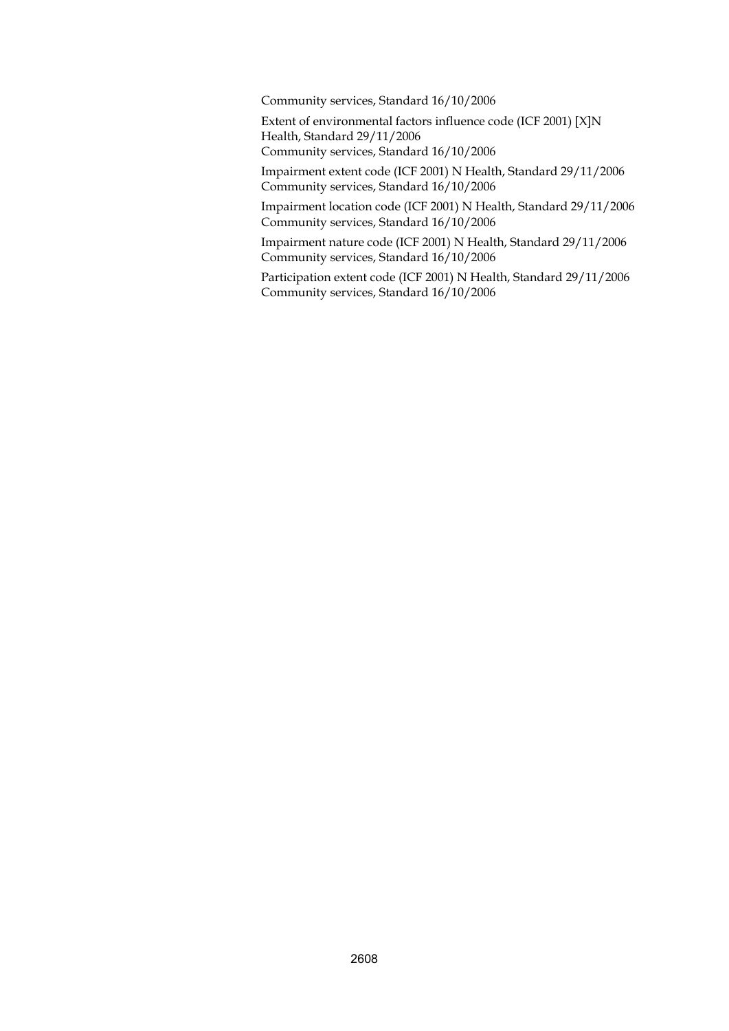Community services, Standard 16/10/2006

Extent of environmental factors influence code (ICF 2001) [X]N
Health, Standard 29/11/2006
Community services, Standard 16/10/2006

Impairment extent code (ICF 2001) N Health, Standard 29/11/2006
Community services, Standard 16/10/2006

Impairment location code (ICF 2001) N Health, Standard 29/11/2006
Community services, Standard 16/10/2006

Impairment nature code (ICF 2001) N Health, Standard 29/11/2006
Community services, Standard 16/10/2006

Participation extent code (ICF 2001) N Health, Standard 29/11/2006
Community services, Standard 16/10/2006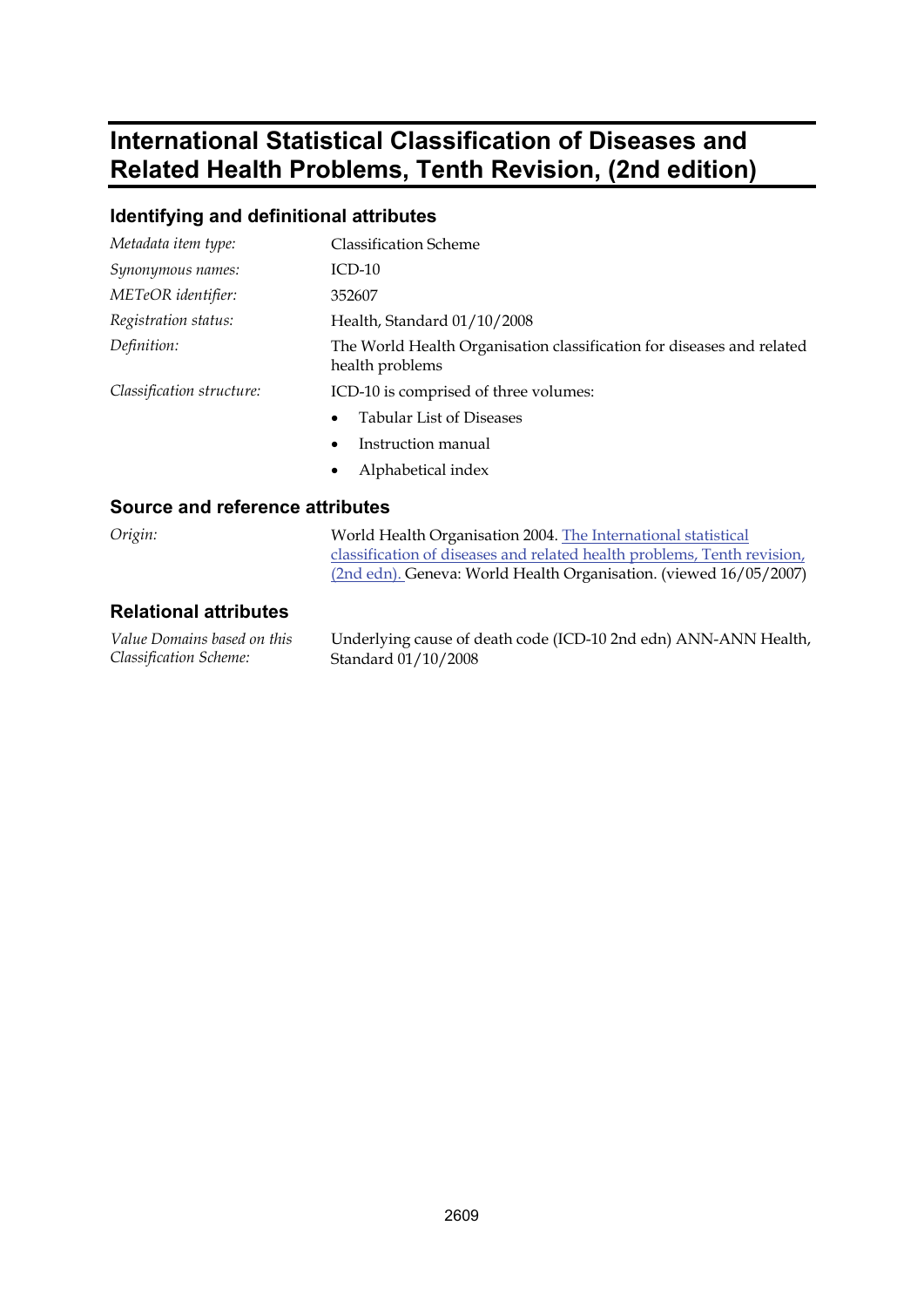# International Statistical Classification of Diseases and Related Health Problems, Tenth Revision, (2nd edition)

## Identifying and definitional attributes

| | |
|---|---|
| *Metadata item type:* | Classification Scheme |
| *Synonymous names:* | ICD-10 |
| *METeOR identifier:* | 352607 |
| *Registration status:* | Health, Standard 01/10/2008 |
| *Definition:* | The World Health Organisation classification for diseases and related health problems |
| *Classification structure:* | ICD-10 is comprised of three volumes:<br>• Tabular List of Diseases<br>• Instruction manual<br>• Alphabetical index |

## Source and reference attributes

| | |
|---|---|
| *Origin:* | World Health Organisation 2004. The International statistical classification of diseases and related health problems, Tenth revision, (2nd edn). Geneva: World Health Organisation. (viewed 16/05/2007) |

## Relational attributes

| | |
|---|---|
| *Value Domains based on this Classification Scheme:* | Underlying cause of death code (ICD-10 2nd edn) ANN-ANN Health, Standard 01/10/2008 |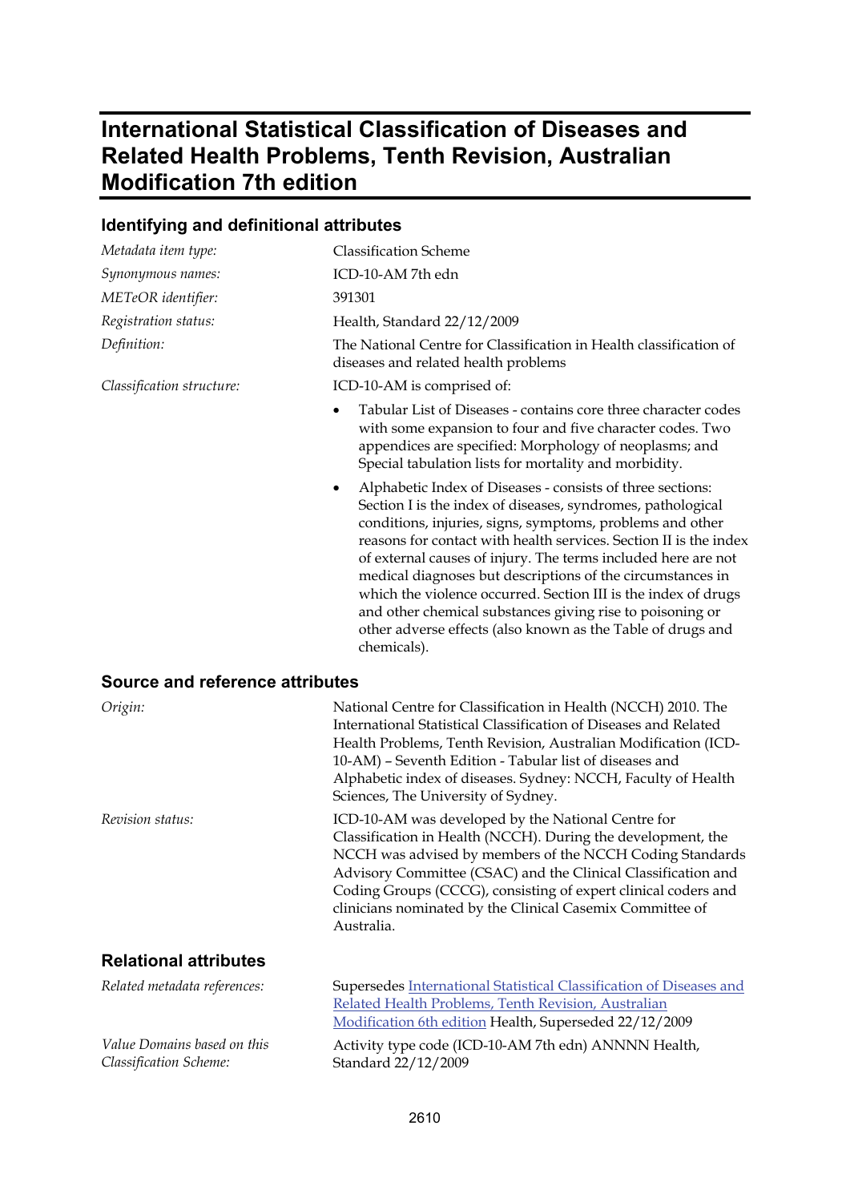# International Statistical Classification of Diseases and Related Health Problems, Tenth Revision, Australian Modification 7th edition

## Identifying and definitional attributes

*Metadata item type:* Classification Scheme

*Synonymous names:* ICD-10-AM 7th edn

*METeOR identifier:* 391301

*Registration status:* Health, Standard 22/12/2009

*Definition:* The National Centre for Classification in Health classification of diseases and related health problems

*Classification structure:* ICD-10-AM is comprised of:

- Tabular List of Diseases - contains core three character codes with some expansion to four and five character codes. Two appendices are specified: Morphology of neoplasms; and Special tabulation lists for mortality and morbidity.
- Alphabetic Index of Diseases - consists of three sections: Section I is the index of diseases, syndromes, pathological conditions, injuries, signs, symptoms, problems and other reasons for contact with health services. Section II is the index of external causes of injury. The terms included here are not medical diagnoses but descriptions of the circumstances in which the violence occurred. Section III is the index of drugs and other chemical substances giving rise to poisoning or other adverse effects (also known as the Table of drugs and chemicals).

## Source and reference attributes

*Origin:* National Centre for Classification in Health (NCCH) 2010. The International Statistical Classification of Diseases and Related Health Problems, Tenth Revision, Australian Modification (ICD-10-AM) – Seventh Edition - Tabular list of diseases and Alphabetic index of diseases. Sydney: NCCH, Faculty of Health Sciences, The University of Sydney.

*Revision status:* ICD-10-AM was developed by the National Centre for Classification in Health (NCCH). During the development, the NCCH was advised by members of the NCCH Coding Standards Advisory Committee (CSAC) and the Clinical Classification and Coding Groups (CCCG), consisting of expert clinical coders and clinicians nominated by the Clinical Casemix Committee of Australia.

## Relational attributes

*Related metadata references:* Supersedes International Statistical Classification of Diseases and Related Health Problems, Tenth Revision, Australian Modification 6th edition Health, Superseded 22/12/2009

*Value Domains based on this Classification Scheme:* Activity type code (ICD-10-AM 7th edn) ANNNN Health, Standard 22/12/2009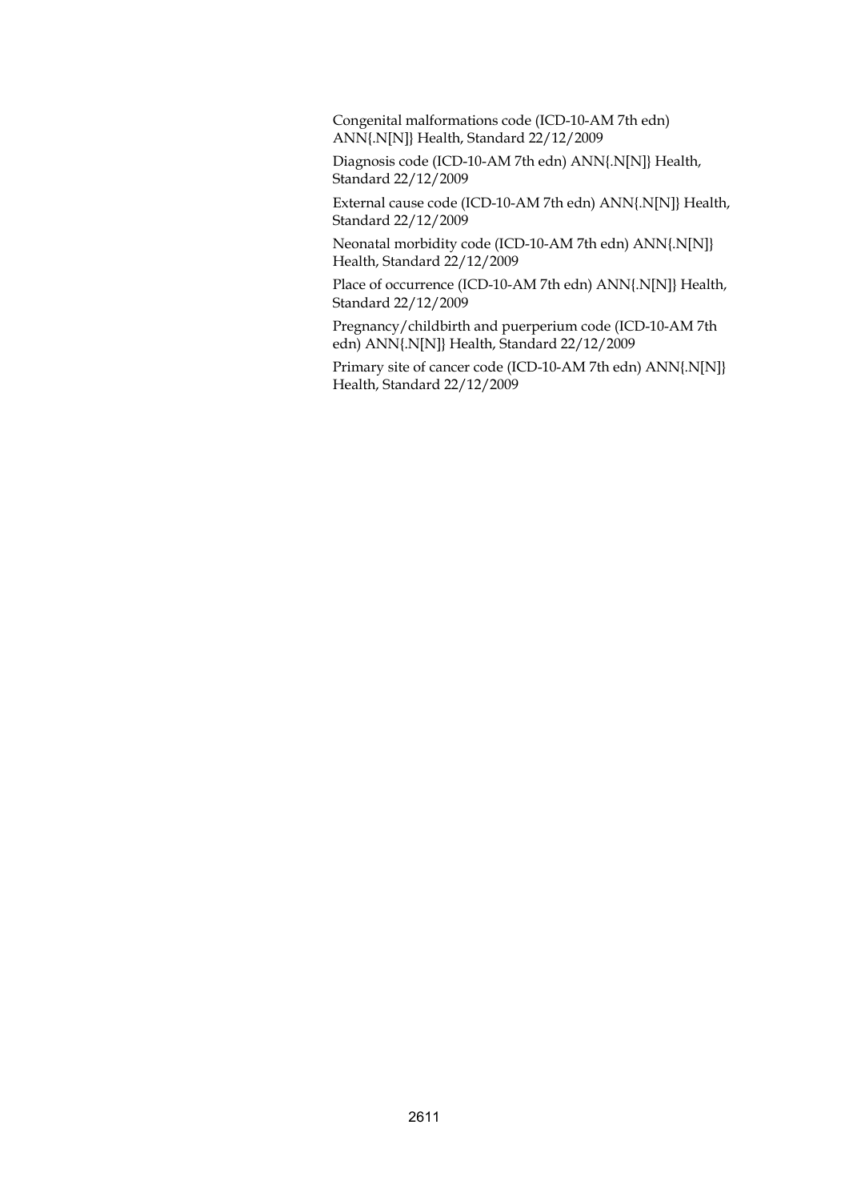Congenital malformations code (ICD-10-AM 7th edn) ANN{.N[N]} Health, Standard 22/12/2009

Diagnosis code (ICD-10-AM 7th edn) ANN{.N[N]} Health, Standard 22/12/2009

External cause code (ICD-10-AM 7th edn) ANN{.N[N]} Health, Standard 22/12/2009

Neonatal morbidity code (ICD-10-AM 7th edn) ANN{.N[N]} Health, Standard 22/12/2009

Place of occurrence (ICD-10-AM 7th edn) ANN{.N[N]} Health, Standard 22/12/2009

Pregnancy/childbirth and puerperium code (ICD-10-AM 7th edn) ANN{.N[N]} Health, Standard 22/12/2009

Primary site of cancer code (ICD-10-AM 7th edn) ANN{.N[N]} Health, Standard 22/12/2009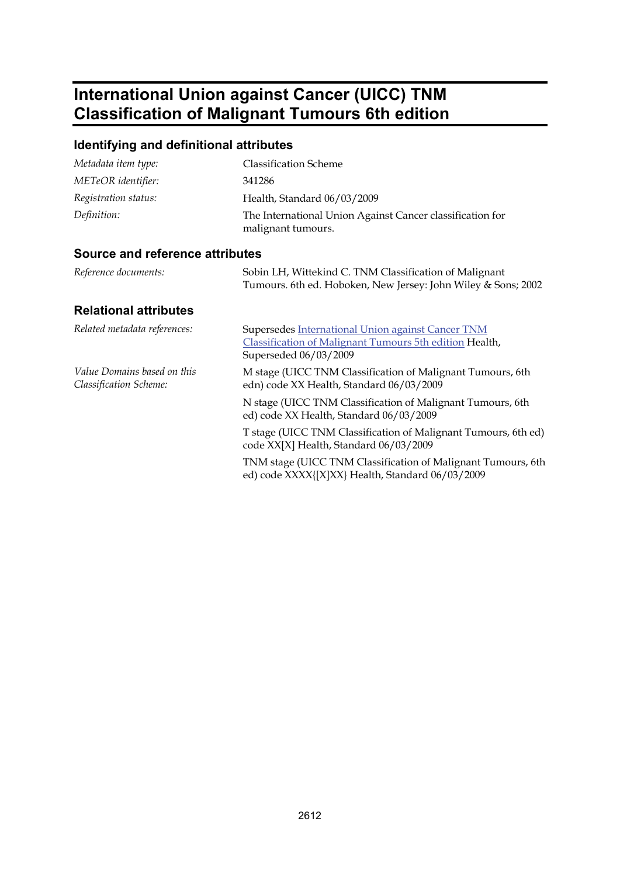# International Union against Cancer (UICC) TNM Classification of Malignant Tumours 6th edition

## Identifying and definitional attributes

| | |
|---|---|
| *Metadata item type:* | Classification Scheme |
| *METeOR identifier:* | 341286 |
| *Registration status:* | Health, Standard 06/03/2009 |
| *Definition:* | The International Union Against Cancer classification for malignant tumours. |

## Source and reference attributes

| | |
|---|---|
| *Reference documents:* | Sobin LH, Wittekind C. TNM Classification of Malignant Tumours. 6th ed. Hoboken, New Jersey: John Wiley & Sons; 2002 |

## Relational attributes

| | |
|---|---|
| *Related metadata references:* | Supersedes International Union against Cancer TNM Classification of Malignant Tumours 5th edition Health, Superseded 06/03/2009 |
| *Value Domains based on this Classification Scheme:* | M stage (UICC TNM Classification of Malignant Tumours, 6th edn) code XX Health, Standard 06/03/2009 |
| | N stage (UICC TNM Classification of Malignant Tumours, 6th ed) code XX Health, Standard 06/03/2009 |
| | T stage (UICC TNM Classification of Malignant Tumours, 6th ed) code XX[X] Health, Standard 06/03/2009 |
| | TNM stage (UICC TNM Classification of Malignant Tumours, 6th ed) code XXXX{[X]XX} Health, Standard 06/03/2009 |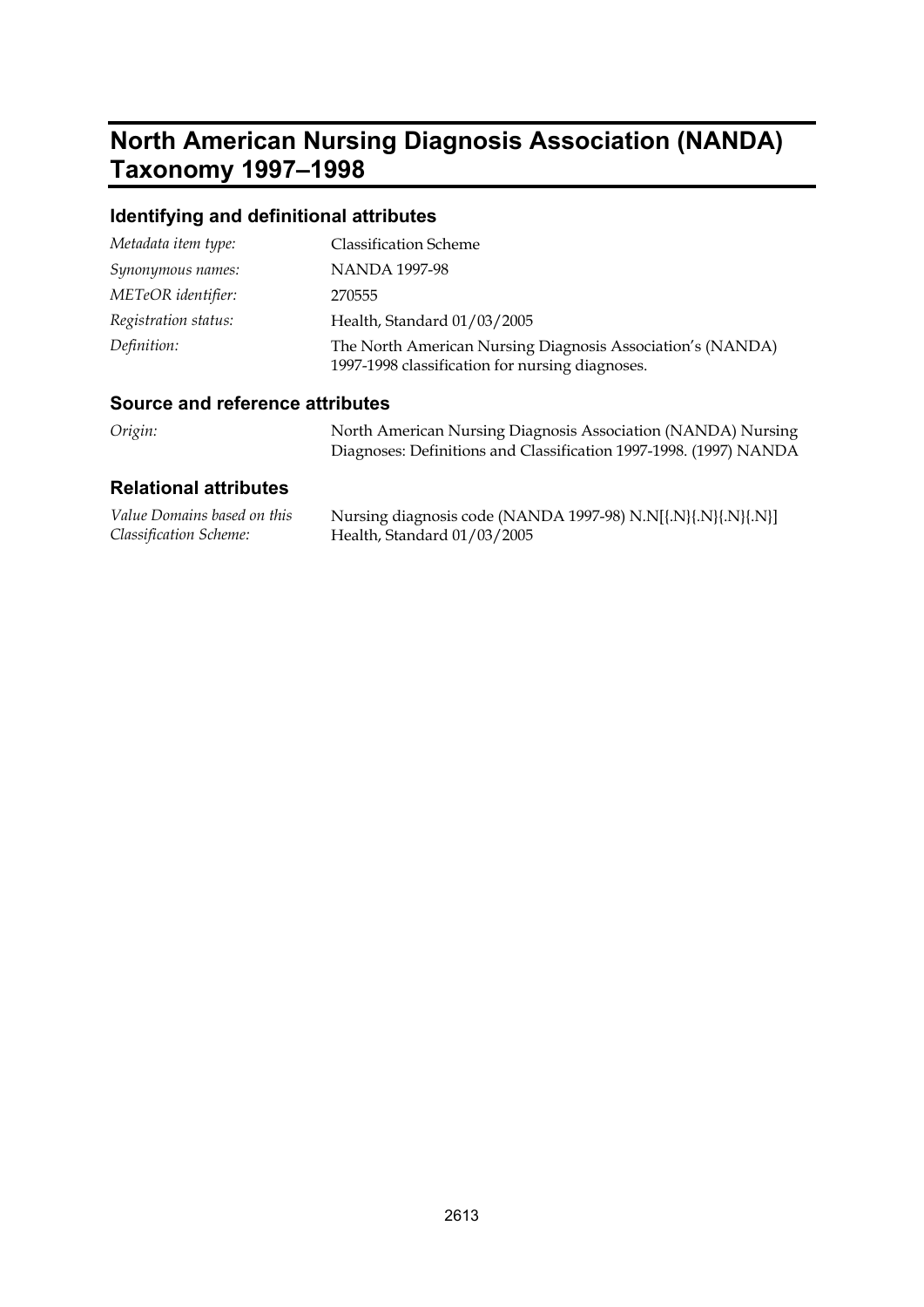# North American Nursing Diagnosis Association (NANDA) Taxonomy 1997–1998

## Identifying and definitional attributes

| | |
|---|---|
| *Metadata item type:* | Classification Scheme |
| *Synonymous names:* | NANDA 1997-98 |
| *METeOR identifier:* | 270555 |
| *Registration status:* | Health, Standard 01/03/2005 |
| *Definition:* | The North American Nursing Diagnosis Association's (NANDA) 1997-1998 classification for nursing diagnoses. |

## Source and reference attributes

| | |
|---|---|
| *Origin:* | North American Nursing Diagnosis Association (NANDA) Nursing Diagnoses: Definitions and Classification 1997-1998. (1997) NANDA |

## Relational attributes

| | |
|---|---|
| *Value Domains based on this Classification Scheme:* | Nursing diagnosis code (NANDA 1997-98) N.N[{.N}{.N}{.N}{.N}] Health, Standard 01/03/2005 |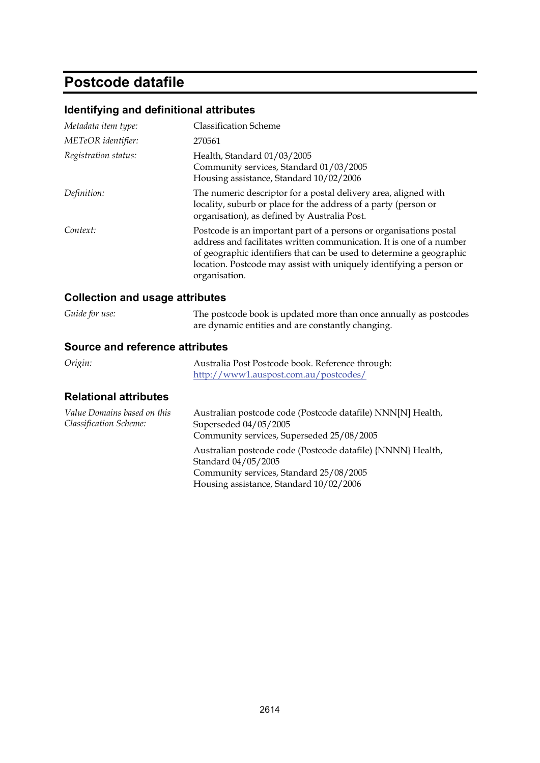# Postcode datafile

## Identifying and definitional attributes

| | |
|---|---|
| *Metadata item type:* | Classification Scheme |
| *METeOR identifier:* | 270561 |
| *Registration status:* | Health, Standard 01/03/2005<br>Community services, Standard 01/03/2005<br>Housing assistance, Standard 10/02/2006 |
| *Definition:* | The numeric descriptor for a postal delivery area, aligned with locality, suburb or place for the address of a party (person or organisation), as defined by Australia Post. |
| *Context:* | Postcode is an important part of a persons or organisations postal address and facilitates written communication. It is one of a number of geographic identifiers that can be used to determine a geographic location. Postcode may assist with uniquely identifying a person or organisation. |

## Collection and usage attributes

| | |
|---|---|
| *Guide for use:* | The postcode book is updated more than once annually as postcodes are dynamic entities and are constantly changing. |

## Source and reference attributes

| | |
|---|---|
| *Origin:* | Australia Post Postcode book. Reference through: http://www1.auspost.com.au/postcodes/ |

## Relational attributes

| | |
|---|---|
| *Value Domains based on this Classification Scheme:* | Australian postcode code (Postcode datafile) NNN[N] Health, Superseded 04/05/2005<br>Community services, Superseded 25/08/2005<br><br>Australian postcode code (Postcode datafile) {NNNN} Health, Standard 04/05/2005<br>Community services, Standard 25/08/2005<br>Housing assistance, Standard 10/02/2006 |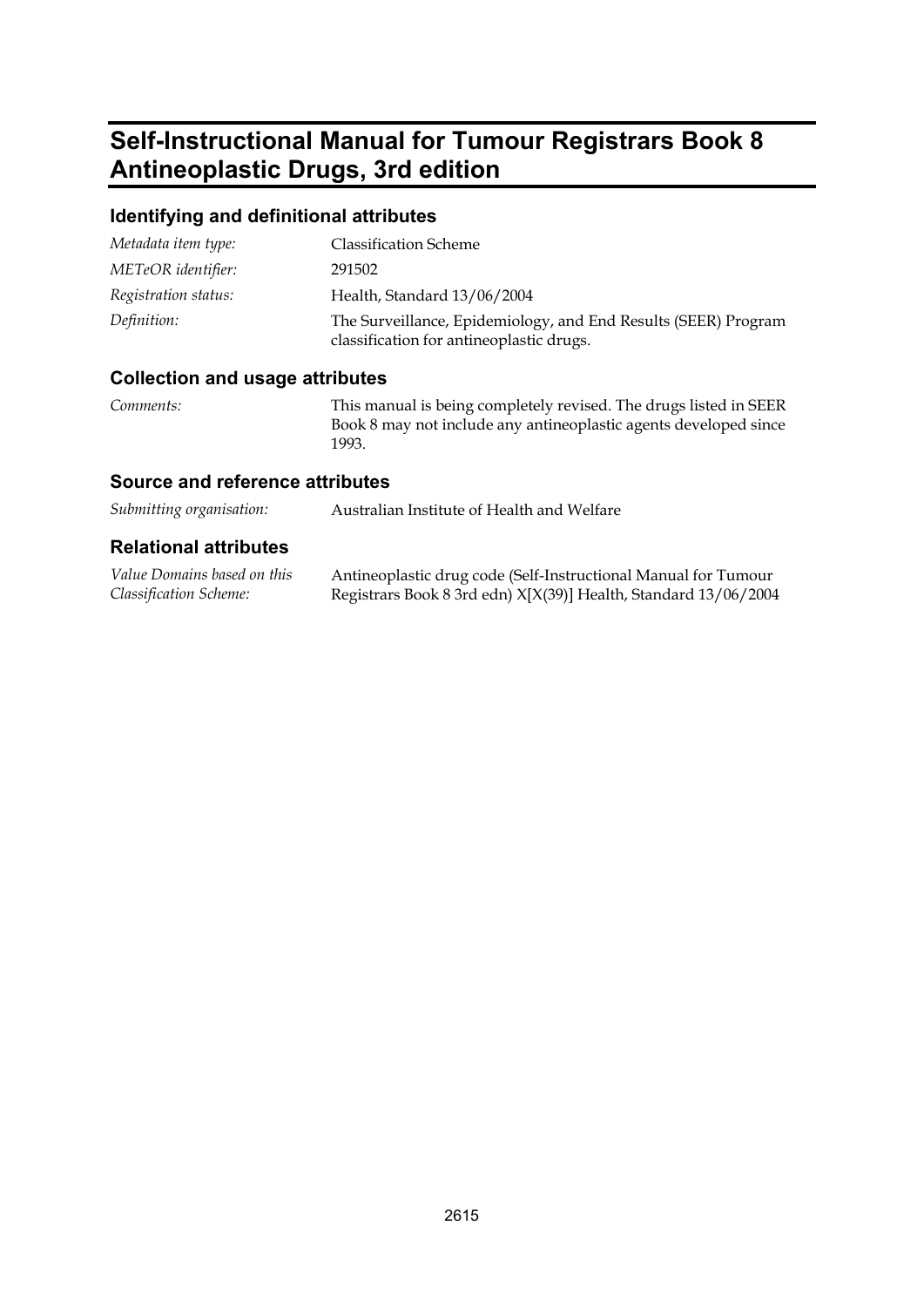# Self-Instructional Manual for Tumour Registrars Book 8 Antineoplastic Drugs, 3rd edition

## Identifying and definitional attributes

| | |
|---|---|
| *Metadata item type:* | Classification Scheme |
| *METeOR identifier:* | 291502 |
| *Registration status:* | Health, Standard 13/06/2004 |
| *Definition:* | The Surveillance, Epidemiology, and End Results (SEER) Program classification for antineoplastic drugs. |

## Collection and usage attributes

| | |
|---|---|
| *Comments:* | This manual is being completely revised. The drugs listed in SEER Book 8 may not include any antineoplastic agents developed since 1993. |

## Source and reference attributes

| | |
|---|---|
| *Submitting organisation:* | Australian Institute of Health and Welfare |

## Relational attributes

| | |
|---|---|
| *Value Domains based on this Classification Scheme:* | Antineoplastic drug code (Self-Instructional Manual for Tumour Registrars Book 8 3rd edn) X[X(39)] Health, Standard 13/06/2004 |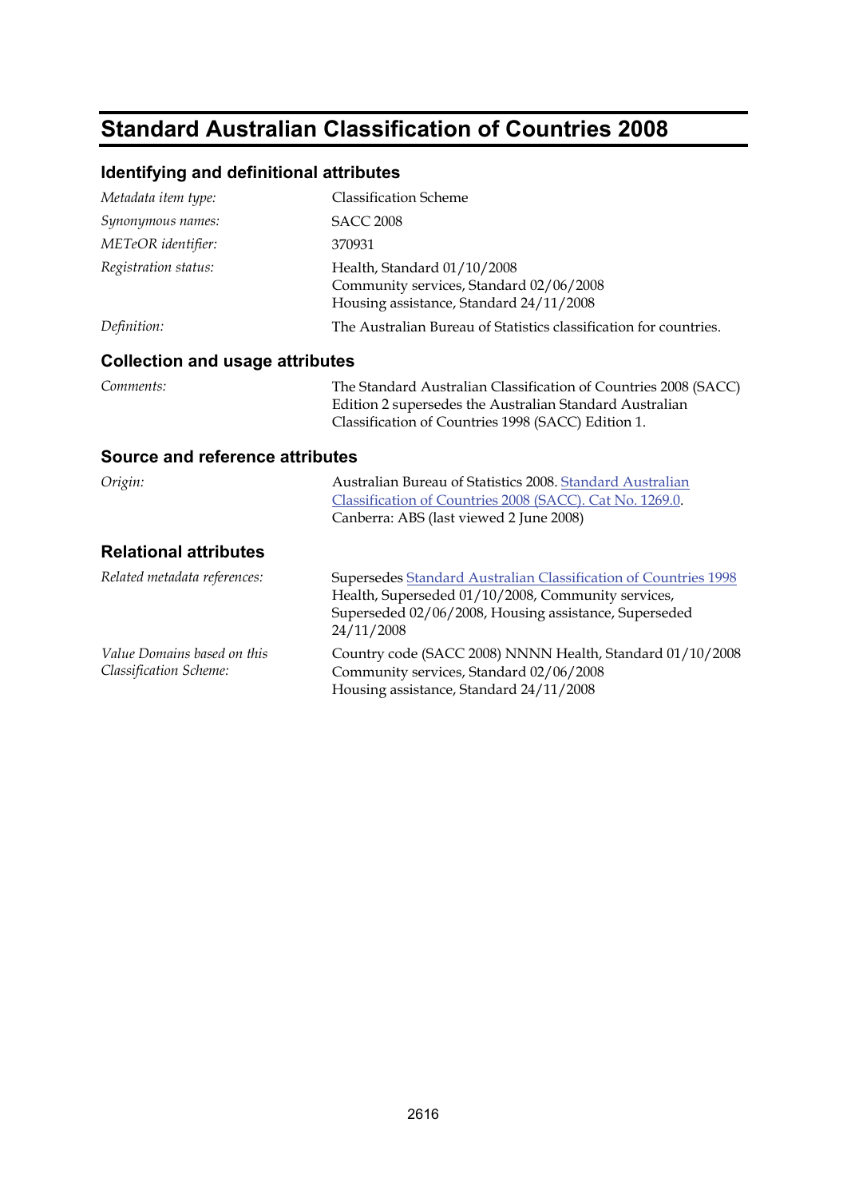# Standard Australian Classification of Countries 2008

## Identifying and definitional attributes

| | |
|---|---|
| *Metadata item type:* | Classification Scheme |
| *Synonymous names:* | SACC 2008 |
| *METeOR identifier:* | 370931 |
| *Registration status:* | Health, Standard 01/10/2008<br>Community services, Standard 02/06/2008<br>Housing assistance, Standard 24/11/2008 |
| *Definition:* | The Australian Bureau of Statistics classification for countries. |

## Collection and usage attributes

| | |
|---|---|
| *Comments:* | The Standard Australian Classification of Countries 2008 (SACC) Edition 2 supersedes the Australian Standard Australian Classification of Countries 1998 (SACC) Edition 1. |

## Source and reference attributes

| | |
|---|---|
| *Origin:* | Australian Bureau of Statistics 2008. Standard Australian Classification of Countries 2008 (SACC). Cat No. 1269.0. Canberra: ABS (last viewed 2 June 2008) |

## Relational attributes

| | |
|---|---|
| *Related metadata references:* | Supersedes Standard Australian Classification of Countries 1998 Health, Superseded 01/10/2008, Community services, Superseded 02/06/2008, Housing assistance, Superseded 24/11/2008 |
| *Value Domains based on this Classification Scheme:* | Country code (SACC 2008) NNNN Health, Standard 01/10/2008<br>Community services, Standard 02/06/2008<br>Housing assistance, Standard 24/11/2008 |